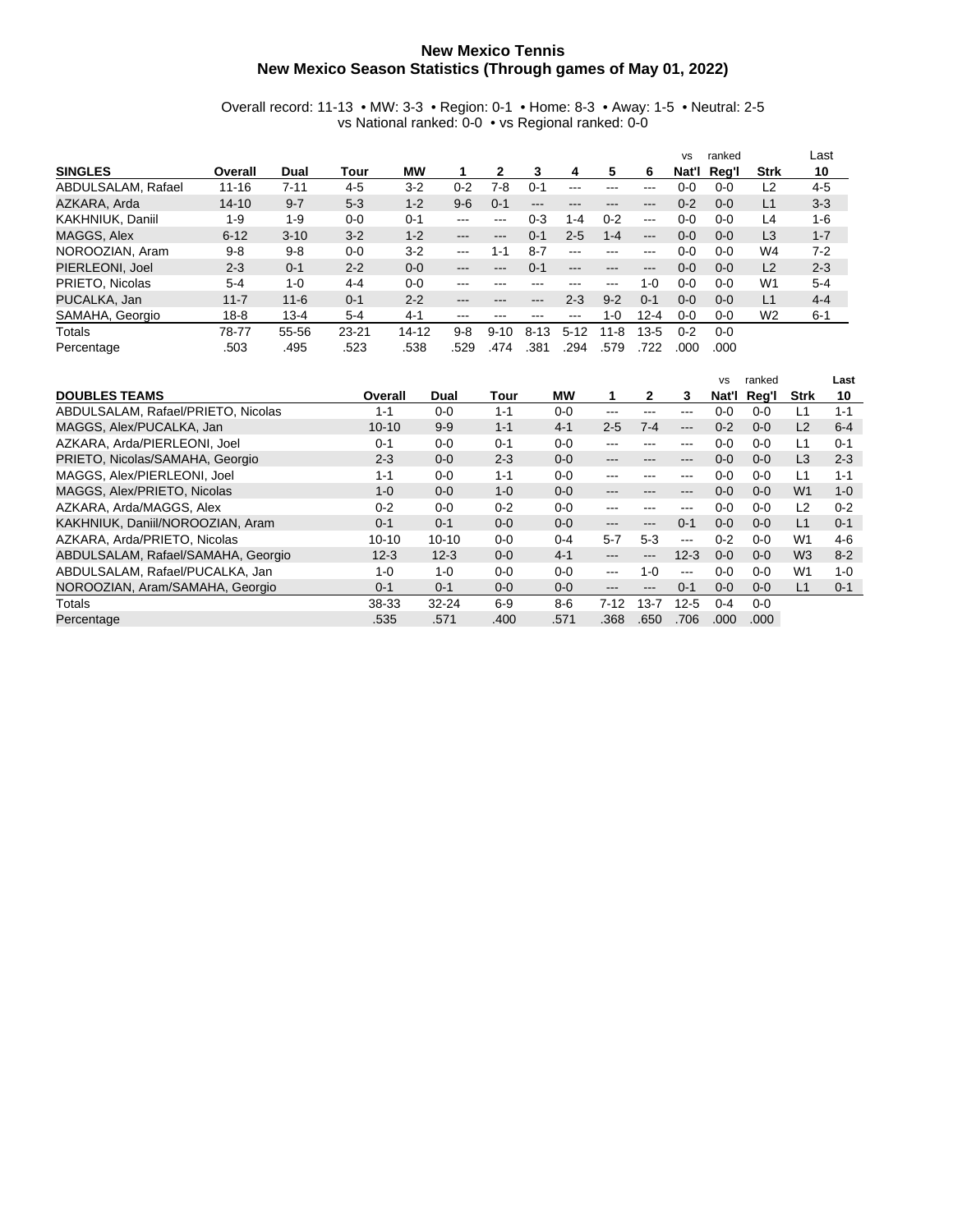# New Mexico Tennis
## New Mexico Season Statistics (Through games of May 01, 2022)

Overall record: 11-13 • MW: 3-3 • Region: 0-1 • Home: 8-3 • Away: 1-5 • Neutral: 2-5
vs National ranked: 0-0 • vs Regional ranked: 0-0

| SINGLES | Overall | Dual | Tour | MW | 1 | 2 | 3 | 4 | 5 | 6 | vs Nat'l | ranked Reg'l | Strk | Last 10 |
|---|---|---|---|---|---|---|---|---|---|---|---|---|---|---|
| ABDULSALAM, Rafael | 11-16 | 7-11 | 4-5 | 3-2 | 0-2 | 7-8 | 0-1 | --- | --- | --- | 0-0 | 0-0 | L2 | 4-5 |
| AZKARA, Arda | 14-10 | 9-7 | 5-3 | 1-2 | 9-6 | 0-1 | --- | --- | --- | --- | 0-2 | 0-0 | L1 | 3-3 |
| KAKHNIUK, Daniil | 1-9 | 1-9 | 0-0 | 0-1 | --- | --- | 0-3 | 1-4 | 0-2 | --- | 0-0 | 0-0 | L4 | 1-6 |
| MAGGS, Alex | 6-12 | 3-10 | 3-2 | 1-2 | --- | --- | 0-1 | 2-5 | 1-4 | --- | 0-0 | 0-0 | L3 | 1-7 |
| NOROOZIAN, Aram | 9-8 | 9-8 | 0-0 | 3-2 | --- | 1-1 | 8-7 | --- | --- | --- | 0-0 | 0-0 | W4 | 7-2 |
| PIERLEONI, Joel | 2-3 | 0-1 | 2-2 | 0-0 | --- | --- | 0-1 | --- | --- | --- | 0-0 | 0-0 | L2 | 2-3 |
| PRIETO, Nicolas | 5-4 | 1-0 | 4-4 | 0-0 | --- | --- | --- | --- | --- | 1-0 | 0-0 | 0-0 | W1 | 5-4 |
| PUCALKA, Jan | 11-7 | 11-6 | 0-1 | 2-2 | --- | --- | --- | 2-3 | 9-2 | 0-1 | 0-0 | 0-0 | L1 | 4-4 |
| SAMAHA, Georgio | 18-8 | 13-4 | 5-4 | 4-1 | --- | --- | --- | --- | 1-0 | 12-4 | 0-0 | 0-0 | W2 | 6-1 |
| Totals | 78-77 | 55-56 | 23-21 | 14-12 | 9-8 | 9-10 | 8-13 | 5-12 | 11-8 | 13-5 | 0-2 | 0-0 | | |
| Percentage | .503 | .495 | .523 | .538 | .529 | .474 | .381 | .294 | .579 | .722 | .000 | .000 | | |

| DOUBLES TEAMS | Overall | Dual | Tour | MW | 1 | 2 | 3 | vs Nat'l | ranked Reg'l | Strk | Last 10 |
|---|---|---|---|---|---|---|---|---|---|---|---|
| ABDULSALAM, Rafael/PRIETO, Nicolas | 1-1 | 0-0 | 1-1 | 0-0 | --- | --- | --- | 0-0 | 0-0 | L1 | 1-1 |
| MAGGS, Alex/PUCALKA, Jan | 10-10 | 9-9 | 1-1 | 4-1 | 2-5 | 7-4 | --- | 0-2 | 0-0 | L2 | 6-4 |
| AZKARA, Arda/PIERLEONI, Joel | 0-1 | 0-0 | 0-1 | 0-0 | --- | --- | --- | 0-0 | 0-0 | L1 | 0-1 |
| PRIETO, Nicolas/SAMAHA, Georgio | 2-3 | 0-0 | 2-3 | 0-0 | --- | --- | --- | 0-0 | 0-0 | L3 | 2-3 |
| MAGGS, Alex/PIERLEONI, Joel | 1-1 | 0-0 | 1-1 | 0-0 | --- | --- | --- | 0-0 | 0-0 | L1 | 1-1 |
| MAGGS, Alex/PRIETO, Nicolas | 1-0 | 0-0 | 1-0 | 0-0 | --- | --- | --- | 0-0 | 0-0 | W1 | 1-0 |
| AZKARA, Arda/MAGGS, Alex | 0-2 | 0-0 | 0-2 | 0-0 | --- | --- | --- | 0-0 | 0-0 | L2 | 0-2 |
| KAKHNIUK, Daniil/NOROOZIAN, Aram | 0-1 | 0-1 | 0-0 | 0-0 | --- | --- | 0-1 | 0-0 | 0-0 | L1 | 0-1 |
| AZKARA, Arda/PRIETO, Nicolas | 10-10 | 10-10 | 0-0 | 0-4 | 5-7 | 5-3 | --- | 0-2 | 0-0 | W1 | 4-6 |
| ABDULSALAM, Rafael/SAMAHA, Georgio | 12-3 | 12-3 | 0-0 | 4-1 | --- | --- | 12-3 | 0-0 | 0-0 | W3 | 8-2 |
| ABDULSALAM, Rafael/PUCALKA, Jan | 1-0 | 1-0 | 0-0 | 0-0 | --- | 1-0 | --- | 0-0 | 0-0 | W1 | 1-0 |
| NOROOZIAN, Aram/SAMAHA, Georgio | 0-1 | 0-1 | 0-0 | 0-0 | --- | --- | 0-1 | 0-0 | 0-0 | L1 | 0-1 |
| Totals | 38-33 | 32-24 | 6-9 | 8-6 | 7-12 | 13-7 | 12-5 | 0-4 | 0-0 | | |
| Percentage | .535 | .571 | .400 | .571 | .368 | .650 | .706 | .000 | .000 | | |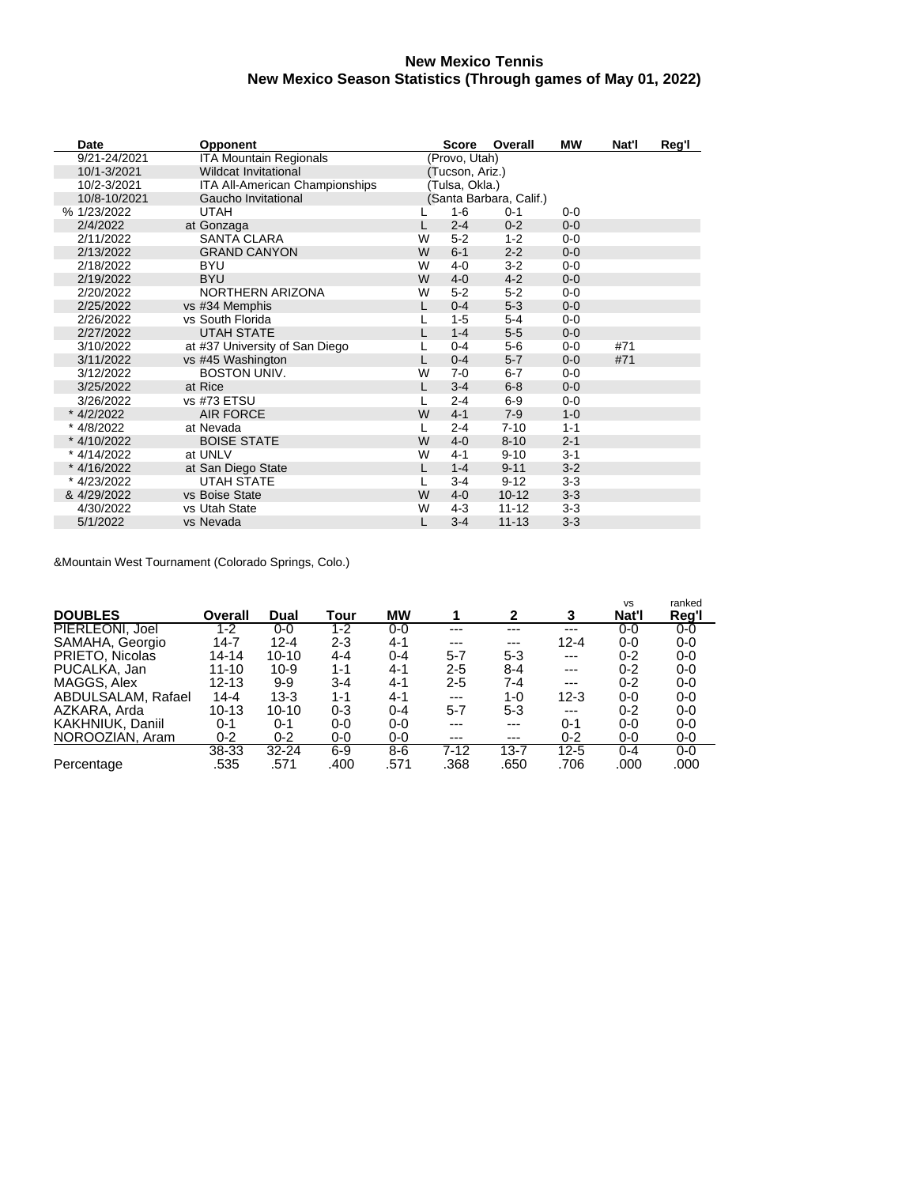# New Mexico Tennis

## New Mexico Season Statistics (Through games of May 01, 2022)

| Date | Opponent | | Score | Overall | MW | Nat'l | Reg'l |
|---|---|---|---|---|---|---|---|
| 9/21-24/2021 | ITA Mountain Regionals | | (Provo, Utah) | | | | |
| 10/1-3/2021 | Wildcat Invitational | | (Tucson, Ariz.) | | | | |
| 10/2-3/2021 | ITA All-American Championships | | (Tulsa, Okla.) | | | | |
| 10/8-10/2021 | Gaucho Invitational | | (Santa Barbara, Calif.) | | | | |
| % 1/23/2022 | UTAH | L | 1-6 | 0-1 | 0-0 | | |
| 2/4/2022 | at Gonzaga | L | 2-4 | 0-2 | 0-0 | | |
| 2/11/2022 | SANTA CLARA | W | 5-2 | 1-2 | 0-0 | | |
| 2/13/2022 | GRAND CANYON | W | 6-1 | 2-2 | 0-0 | | |
| 2/18/2022 | BYU | W | 4-0 | 3-2 | 0-0 | | |
| 2/19/2022 | BYU | W | 4-0 | 4-2 | 0-0 | | |
| 2/20/2022 | NORTHERN ARIZONA | W | 5-2 | 5-2 | 0-0 | | |
| 2/25/2022 | vs #34 Memphis | L | 0-4 | 5-3 | 0-0 | | |
| 2/26/2022 | vs South Florida | L | 1-5 | 5-4 | 0-0 | | |
| 2/27/2022 | UTAH STATE | L | 1-4 | 5-5 | 0-0 | | |
| 3/10/2022 | at #37 University of San Diego | L | 0-4 | 5-6 | 0-0 | #71 | |
| 3/11/2022 | vs #45 Washington | L | 0-4 | 5-7 | 0-0 | #71 | |
| 3/12/2022 | BOSTON UNIV. | W | 7-0 | 6-7 | 0-0 | | |
| 3/25/2022 | at Rice | L | 3-4 | 6-8 | 0-0 | | |
| 3/26/2022 | vs #73 ETSU | L | 2-4 | 6-9 | 0-0 | | |
| * 4/2/2022 | AIR FORCE | W | 4-1 | 7-9 | 1-0 | | |
| * 4/8/2022 | at Nevada | L | 2-4 | 7-10 | 1-1 | | |
| * 4/10/2022 | BOISE STATE | W | 4-0 | 8-10 | 2-1 | | |
| * 4/14/2022 | at UNLV | W | 4-1 | 9-10 | 3-1 | | |
| * 4/16/2022 | at San Diego State | L | 1-4 | 9-11 | 3-2 | | |
| * 4/23/2022 | UTAH STATE | L | 3-4 | 9-12 | 3-3 | | |
| & 4/29/2022 | vs Boise State | W | 4-0 | 10-12 | 3-3 | | |
| 4/30/2022 | vs Utah State | W | 4-3 | 11-12 | 3-3 | | |
| 5/1/2022 | vs Nevada | L | 3-4 | 11-13 | 3-3 | | |

&Mountain West Tournament (Colorado Springs, Colo.)

| DOUBLES | Overall | Dual | Tour | MW | 1 | 2 | 3 | vs Nat'l | ranked Reg'l |
|---|---|---|---|---|---|---|---|---|---|
| PIERLEONI, Joel | 1-2 | 0-0 | 1-2 | 0-0 | --- | --- | --- | 0-0 | 0-0 |
| SAMAHA, Georgio | 14-7 | 12-4 | 2-3 | 4-1 | --- | --- | 12-4 | 0-0 | 0-0 |
| PRIETO, Nicolas | 14-14 | 10-10 | 4-4 | 0-4 | 5-7 | 5-3 | --- | 0-2 | 0-0 |
| PUCALKA, Jan | 11-10 | 10-9 | 1-1 | 4-1 | 2-5 | 8-4 | --- | 0-2 | 0-0 |
| MAGGS, Alex | 12-13 | 9-9 | 3-4 | 4-1 | 2-5 | 7-4 | --- | 0-2 | 0-0 |
| ABDULSALAM, Rafael | 14-4 | 13-3 | 1-1 | 4-1 | --- | 1-0 | 12-3 | 0-0 | 0-0 |
| AZKARA, Arda | 10-13 | 10-10 | 0-3 | 0-4 | 5-7 | 5-3 | --- | 0-2 | 0-0 |
| KAKHNIUK, Daniil | 0-1 | 0-1 | 0-0 | 0-0 | --- | --- | 0-1 | 0-0 | 0-0 |
| NOROOZIAN, Aram | 0-2 | 0-2 | 0-0 | 0-0 | --- | --- | 0-2 | 0-0 | 0-0 |
| | 38-33 | 32-24 | 6-9 | 8-6 | 7-12 | 13-7 | 12-5 | 0-4 | 0-0 |
| Percentage | .535 | .571 | .400 | .571 | .368 | .650 | .706 | .000 | .000 |